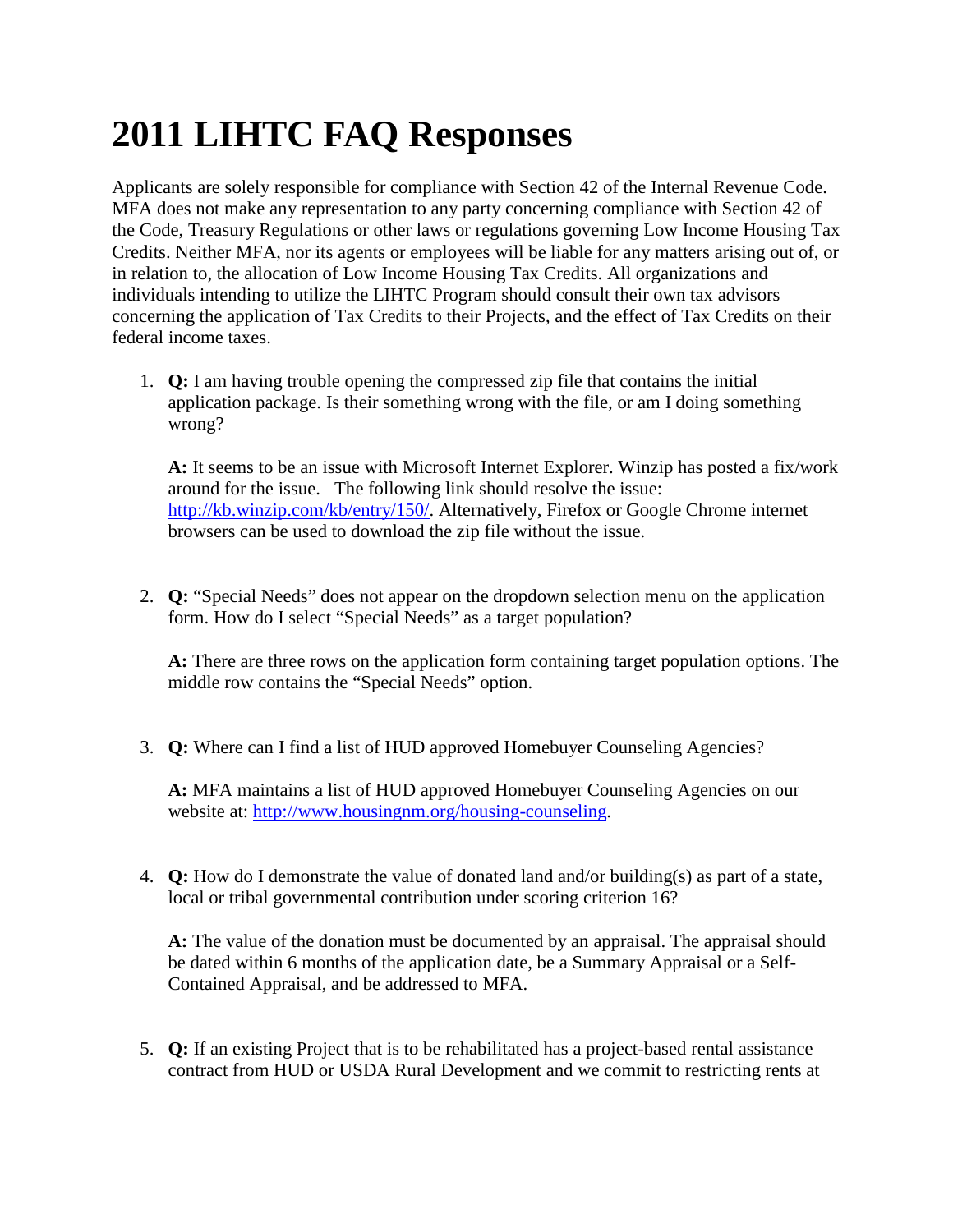# 2011 LIHTC FAQ Responses

Applicants are solely responsible for compliance with Section 42 of the Internal Revenue Code. MFA does not make any representation to any party concerning compliance with Section 42 of the Code, Treasury Regulations or other laws or regulations governing Low Income Housing Tax Credits. Neither MFA, nor its agents or employees will be liable for any matters arising out of, or in relation to, the allocation of Low Income Housing Tax Credits. All organizations and individuals intending to utilize the LIHTC Program should consult their own tax advisors concerning the application of Tax Credits to their Projects, and the effect of Tax Credits on their federal income taxes.

1. **Q:** I am having trouble opening the compressed zip file that contains the initial application package. Is their something wrong with the file, or am I doing something wrong?

   **A:** It seems to be an issue with Microsoft Internet Explorer. Winzip has posted a fix/work around for the issue. The following link should resolve the issue: http://kb.winzip.com/kb/entry/150/. Alternatively, Firefox or Google Chrome internet browsers can be used to download the zip file without the issue.

2. **Q:** "Special Needs" does not appear on the dropdown selection menu on the application form. How do I select "Special Needs" as a target population?

   **A:** There are three rows on the application form containing target population options. The middle row contains the "Special Needs" option.

3. **Q:** Where can I find a list of HUD approved Homebuyer Counseling Agencies?

   **A:** MFA maintains a list of HUD approved Homebuyer Counseling Agencies on our website at: http://www.housingnm.org/housing-counseling.

4. **Q:** How do I demonstrate the value of donated land and/or building(s) as part of a state, local or tribal governmental contribution under scoring criterion 16?

   **A:** The value of the donation must be documented by an appraisal. The appraisal should be dated within 6 months of the application date, be a Summary Appraisal or a Self-Contained Appraisal, and be addressed to MFA.

5. **Q:** If an existing Project that is to be rehabilitated has a project-based rental assistance contract from HUD or USDA Rural Development and we commit to restricting rents at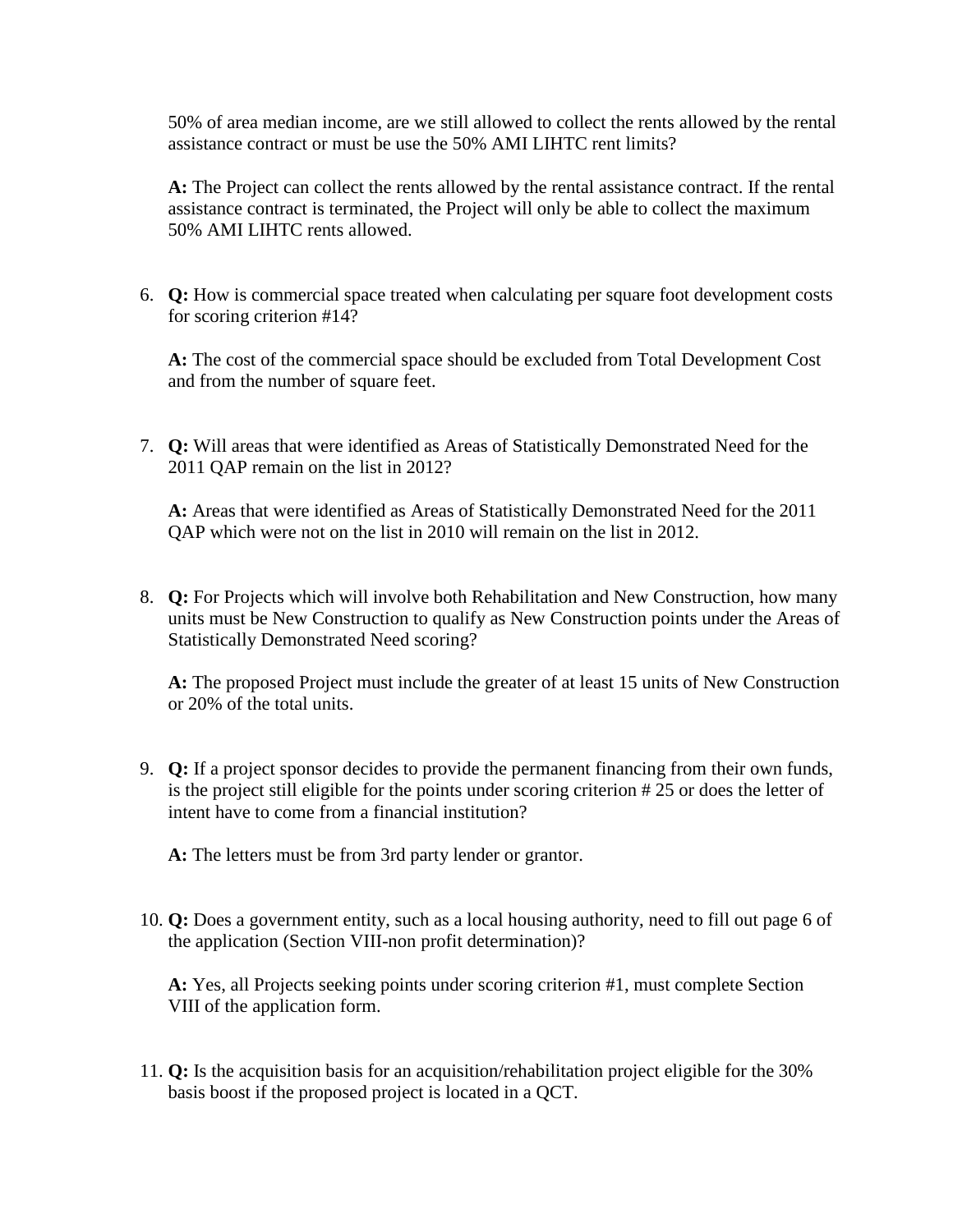50% of area median income, are we still allowed to collect the rents allowed by the rental assistance contract or must be use the 50% AMI LIHTC rent limits?

**A:** The Project can collect the rents allowed by the rental assistance contract. If the rental assistance contract is terminated, the Project will only be able to collect the maximum 50% AMI LIHTC rents allowed.

6. **Q:** How is commercial space treated when calculating per square foot development costs for scoring criterion #14?

   **A:** The cost of the commercial space should be excluded from Total Development Cost and from the number of square feet.

7. **Q:** Will areas that were identified as Areas of Statistically Demonstrated Need for the 2011 QAP remain on the list in 2012?

   **A:** Areas that were identified as Areas of Statistically Demonstrated Need for the 2011 QAP which were not on the list in 2010 will remain on the list in 2012.

8. **Q:** For Projects which will involve both Rehabilitation and New Construction, how many units must be New Construction to qualify as New Construction points under the Areas of Statistically Demonstrated Need scoring?

   **A:** The proposed Project must include the greater of at least 15 units of New Construction or 20% of the total units.

9. **Q:** If a project sponsor decides to provide the permanent financing from their own funds, is the project still eligible for the points under scoring criterion # 25 or does the letter of intent have to come from a financial institution?

   **A:** The letters must be from 3rd party lender or grantor.

10. **Q:** Does a government entity, such as a local housing authority, need to fill out page 6 of the application (Section VIII-non profit determination)?

    **A:** Yes, all Projects seeking points under scoring criterion #1, must complete Section VIII of the application form.

11. **Q:** Is the acquisition basis for an acquisition/rehabilitation project eligible for the 30% basis boost if the proposed project is located in a QCT.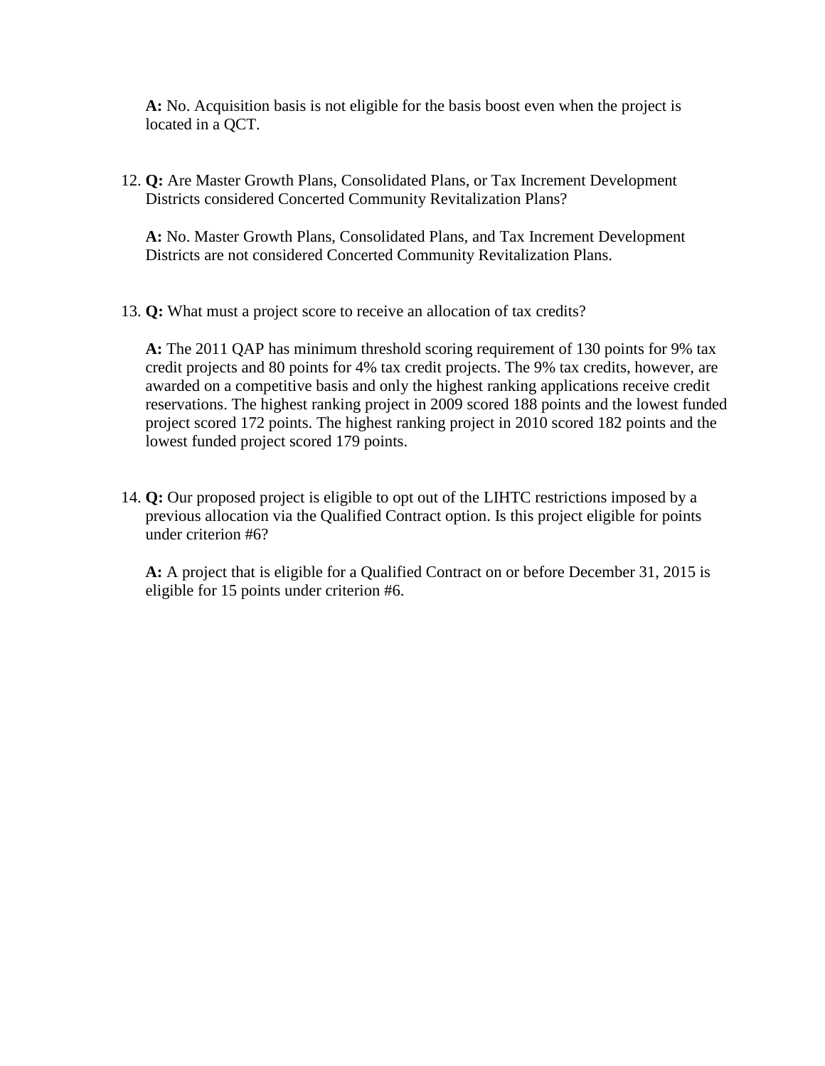**A:** No. Acquisition basis is not eligible for the basis boost even when the project is located in a QCT.

12. **Q:** Are Master Growth Plans, Consolidated Plans, or Tax Increment Development Districts considered Concerted Community Revitalization Plans?

    **A:** No. Master Growth Plans, Consolidated Plans, and Tax Increment Development Districts are not considered Concerted Community Revitalization Plans.

13. **Q:** What must a project score to receive an allocation of tax credits?

    **A:** The 2011 QAP has minimum threshold scoring requirement of 130 points for 9% tax credit projects and 80 points for 4% tax credit projects. The 9% tax credits, however, are awarded on a competitive basis and only the highest ranking applications receive credit reservations. The highest ranking project in 2009 scored 188 points and the lowest funded project scored 172 points. The highest ranking project in 2010 scored 182 points and the lowest funded project scored 179 points.

14. **Q:** Our proposed project is eligible to opt out of the LIHTC restrictions imposed by a previous allocation via the Qualified Contract option. Is this project eligible for points under criterion #6?

    **A:** A project that is eligible for a Qualified Contract on or before December 31, 2015 is eligible for 15 points under criterion #6.